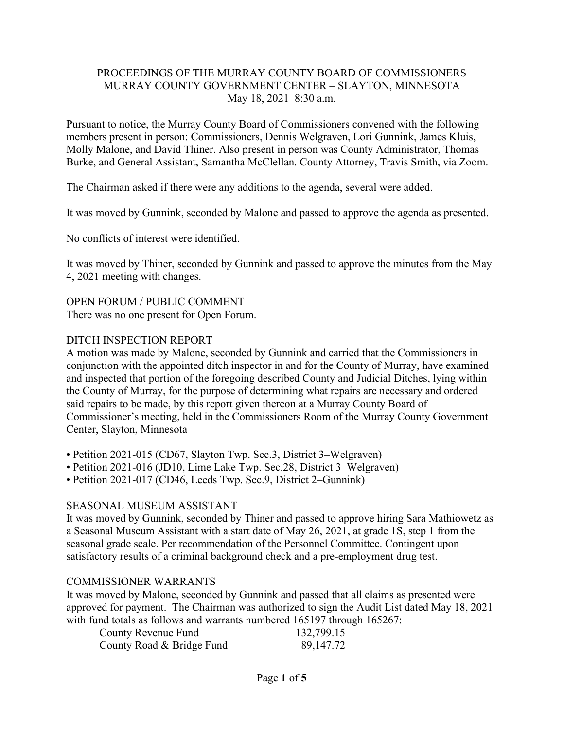PROCEEDINGS OF THE MURRAY COUNTY BOARD OF COMMISSIONERS
MURRAY COUNTY GOVERNMENT CENTER – SLAYTON, MINNESOTA
May 18, 2021 8:30 a.m.

Pursuant to notice, the Murray County Board of Commissioners convened with the following members present in person: Commissioners, Dennis Welgraven, Lori Gunnink, James Kluis, Molly Malone, and David Thiner. Also present in person was County Administrator, Thomas Burke, and General Assistant, Samantha McClellan. County Attorney, Travis Smith, via Zoom.

The Chairman asked if there were any additions to the agenda, several were added.

It was moved by Gunnink, seconded by Malone and passed to approve the agenda as presented.

No conflicts of interest were identified.

It was moved by Thiner, seconded by Gunnink and passed to approve the minutes from the May 4, 2021 meeting with changes.

## OPEN FORUM / PUBLIC COMMENT

There was no one present for Open Forum.

## DITCH INSPECTION REPORT

A motion was made by Malone, seconded by Gunnink and carried that the Commissioners in conjunction with the appointed ditch inspector in and for the County of Murray, have examined and inspected that portion of the foregoing described County and Judicial Ditches, lying within the County of Murray, for the purpose of determining what repairs are necessary and ordered said repairs to be made, by this report given thereon at a Murray County Board of Commissioner's meeting, held in the Commissioners Room of the Murray County Government Center, Slayton, Minnesota

- Petition 2021-015 (CD67, Slayton Twp. Sec.3, District 3–Welgraven)
- Petition 2021-016 (JD10, Lime Lake Twp. Sec.28, District 3–Welgraven)
- Petition 2021-017 (CD46, Leeds Twp. Sec.9, District 2–Gunnink)

## SEASONAL MUSEUM ASSISTANT

It was moved by Gunnink, seconded by Thiner and passed to approve hiring Sara Mathiowetz as a Seasonal Museum Assistant with a start date of May 26, 2021, at grade 1S, step 1 from the seasonal grade scale. Per recommendation of the Personnel Committee. Contingent upon satisfactory results of a criminal background check and a pre-employment drug test.

## COMMISSIONER WARRANTS

It was moved by Malone, seconded by Gunnink and passed that all claims as presented were approved for payment. The Chairman was authorized to sign the Audit List dated May 18, 2021 with fund totals as follows and warrants numbered 165197 through 165267:

| | |
|---|---|
| County Revenue Fund | 132,799.15 |
| County Road & Bridge Fund | 89,147.72 |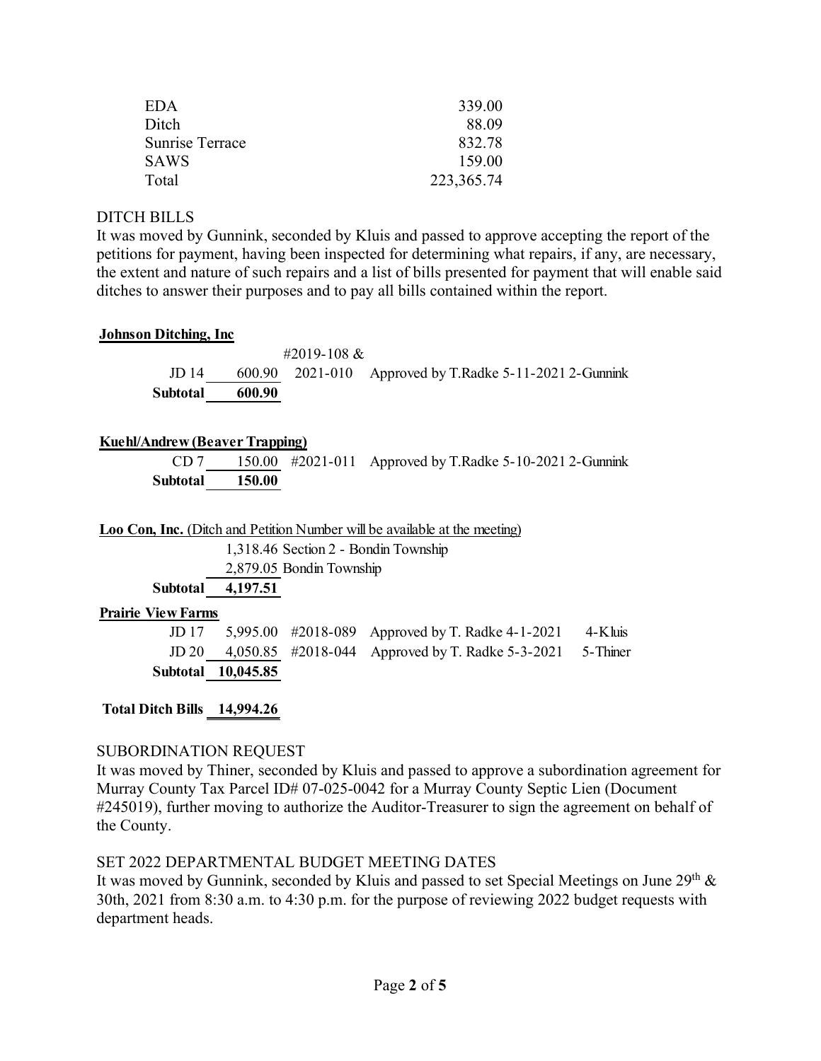| | |
|---|---|
| EDA | 339.00 |
| Ditch | 88.09 |
| Sunrise Terrace | 832.78 |
| SAWS | 159.00 |
| Total | 223,365.74 |

DITCH BILLS

It was moved by Gunnink, seconded by Kluis and passed to approve accepting the report of the petitions for payment, having been inspected for determining what repairs, if any, are necessary, the extent and nature of such repairs and a list of bills presented for payment that will enable said ditches to answer their purposes and to pay all bills contained within the report.

**Johnson Ditching, Inc**

| | | | | |
|---|---|---|---|---|
| JD 14 | 600.90 | #2019-108 & 2021-010 | Approved by T.Radke 5-11-2021 | 2-Gunnink |
| **Subtotal** | **600.90** | | | |

**Kuehl/Andrew (Beaver Trapping)**

| | | | | |
|---|---|---|---|---|
| CD 7 | 150.00 | #2021-011 | Approved by T.Radke 5-10-2021 | 2-Gunnink |
| **Subtotal** | **150.00** | | | |

**Loo Con, Inc.** (Ditch and Petition Number will be available at the meeting)

| | | |
|---|---|---|
| | 1,318.46 | Section 2 - Bondin Township |
| | 2,879.05 | Bondin Township |
| **Subtotal** | **4,197.51** | |

**Prairie View Farms**

| | | | | |
|---|---|---|---|---|
| JD 17 | 5,995.00 | #2018-089 | Approved by T. Radke 4-1-2021 | 4-Kluis |
| JD 20 | 4,050.85 | #2018-044 | Approved by T. Radke 5-3-2021 | 5-Thiner |
| **Subtotal** | **10,045.85** | | | |

**Total Ditch Bills 14,994.26**

SUBORDINATION REQUEST

It was moved by Thiner, seconded by Kluis and passed to approve a subordination agreement for Murray County Tax Parcel ID# 07-025-0042 for a Murray County Septic Lien (Document #245019), further moving to authorize the Auditor-Treasurer to sign the agreement on behalf of the County.

SET 2022 DEPARTMENTAL BUDGET MEETING DATES

It was moved by Gunnink, seconded by Kluis and passed to set Special Meetings on June 29th & 30th, 2021 from 8:30 a.m. to 4:30 p.m. for the purpose of reviewing 2022 budget requests with department heads.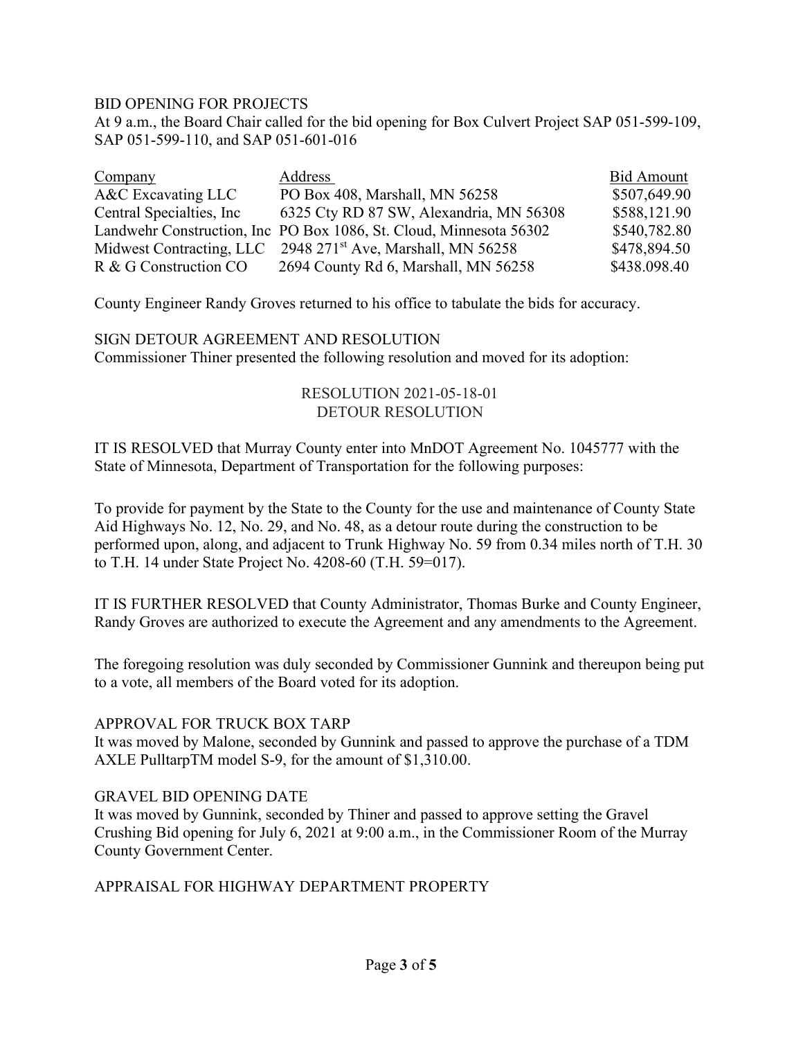BID OPENING FOR PROJECTS

At 9 a.m., the Board Chair called for the bid opening for Box Culvert Project SAP 051-599-109, SAP 051-599-110, and SAP 051-601-016

| Company | Address | Bid Amount |
|---|---|---|
| A&C Excavating LLC | PO Box 408, Marshall, MN 56258 | \$507,649.90 |
| Central Specialties, Inc | 6325 Cty RD 87 SW, Alexandria, MN 56308 | \$588,121.90 |
| Landwehr Construction, Inc | PO Box 1086, St. Cloud, Minnesota 56302 | \$540,782.80 |
| Midwest Contracting, LLC | 2948 271st Ave, Marshall, MN 56258 | \$478,894.50 |
| R & G Construction CO | 2694 County Rd 6, Marshall, MN 56258 | \$438.098.40 |

County Engineer Randy Groves returned to his office to tabulate the bids for accuracy.

SIGN DETOUR AGREEMENT AND RESOLUTION

Commissioner Thiner presented the following resolution and moved for its adoption:

RESOLUTION 2021-05-18-01
DETOUR RESOLUTION

IT IS RESOLVED that Murray County enter into MnDOT Agreement No. 1045777 with the State of Minnesota, Department of Transportation for the following purposes:

To provide for payment by the State to the County for the use and maintenance of County State Aid Highways No. 12, No. 29, and No. 48, as a detour route during the construction to be performed upon, along, and adjacent to Trunk Highway No. 59 from 0.34 miles north of T.H. 30 to T.H. 14 under State Project No. 4208-60 (T.H. 59=017).

IT IS FURTHER RESOLVED that County Administrator, Thomas Burke and County Engineer, Randy Groves are authorized to execute the Agreement and any amendments to the Agreement.

The foregoing resolution was duly seconded by Commissioner Gunnink and thereupon being put to a vote, all members of the Board voted for its adoption.

APPROVAL FOR TRUCK BOX TARP

It was moved by Malone, seconded by Gunnink and passed to approve the purchase of a TDM AXLE PulltarpTM model S-9, for the amount of \$1,310.00.

GRAVEL BID OPENING DATE

It was moved by Gunnink, seconded by Thiner and passed to approve setting the Gravel Crushing Bid opening for July 6, 2021 at 9:00 a.m., in the Commissioner Room of the Murray County Government Center.

APPRAISAL FOR HIGHWAY DEPARTMENT PROPERTY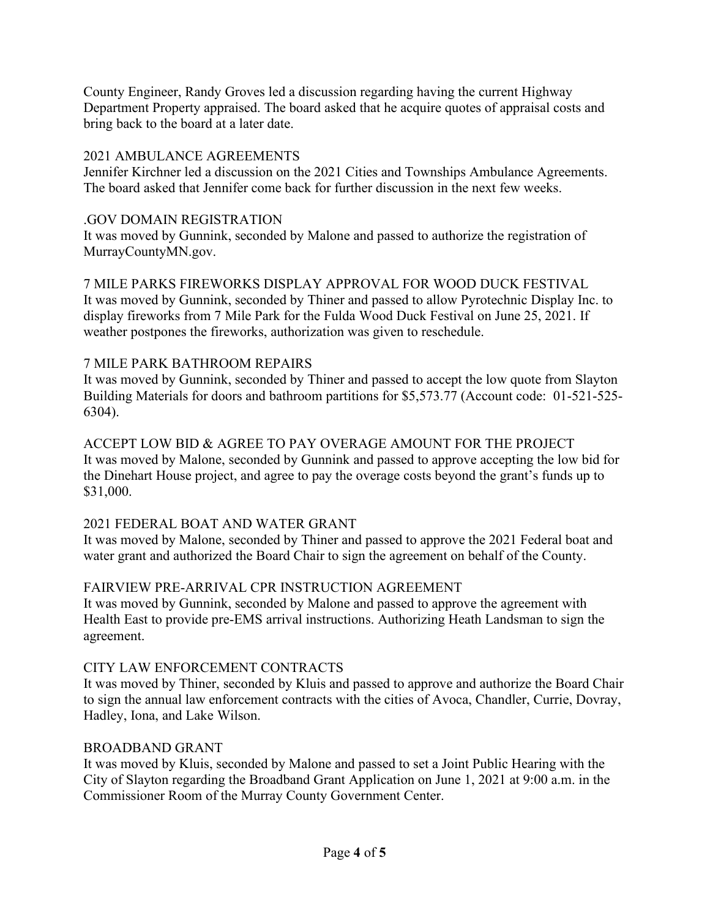County Engineer, Randy Groves led a discussion regarding having the current Highway Department Property appraised. The board asked that he acquire quotes of appraisal costs and bring back to the board at a later date.

2021 AMBULANCE AGREEMENTS
Jennifer Kirchner led a discussion on the 2021 Cities and Townships Ambulance Agreements. The board asked that Jennifer come back for further discussion in the next few weeks.

.GOV DOMAIN REGISTRATION
It was moved by Gunnink, seconded by Malone and passed to authorize the registration of MurrayCountyMN.gov.

7 MILE PARKS FIREWORKS DISPLAY APPROVAL FOR WOOD DUCK FESTIVAL
It was moved by Gunnink, seconded by Thiner and passed to allow Pyrotechnic Display Inc. to display fireworks from 7 Mile Park for the Fulda Wood Duck Festival on June 25, 2021. If weather postpones the fireworks, authorization was given to reschedule.

7 MILE PARK BATHROOM REPAIRS
It was moved by Gunnink, seconded by Thiner and passed to accept the low quote from Slayton Building Materials for doors and bathroom partitions for $5,573.77 (Account code: 01-521-525-6304).

ACCEPT LOW BID & AGREE TO PAY OVERAGE AMOUNT FOR THE PROJECT
It was moved by Malone, seconded by Gunnink and passed to approve accepting the low bid for the Dinehart House project, and agree to pay the overage costs beyond the grant's funds up to $31,000.

2021 FEDERAL BOAT AND WATER GRANT
It was moved by Malone, seconded by Thiner and passed to approve the 2021 Federal boat and water grant and authorized the Board Chair to sign the agreement on behalf of the County.

FAIRVIEW PRE-ARRIVAL CPR INSTRUCTION AGREEMENT
It was moved by Gunnink, seconded by Malone and passed to approve the agreement with Health East to provide pre-EMS arrival instructions. Authorizing Heath Landsman to sign the agreement.

CITY LAW ENFORCEMENT CONTRACTS
It was moved by Thiner, seconded by Kluis and passed to approve and authorize the Board Chair to sign the annual law enforcement contracts with the cities of Avoca, Chandler, Currie, Dovray, Hadley, Iona, and Lake Wilson.

BROADBAND GRANT
It was moved by Kluis, seconded by Malone and passed to set a Joint Public Hearing with the City of Slayton regarding the Broadband Grant Application on June 1, 2021 at 9:00 a.m. in the Commissioner Room of the Murray County Government Center.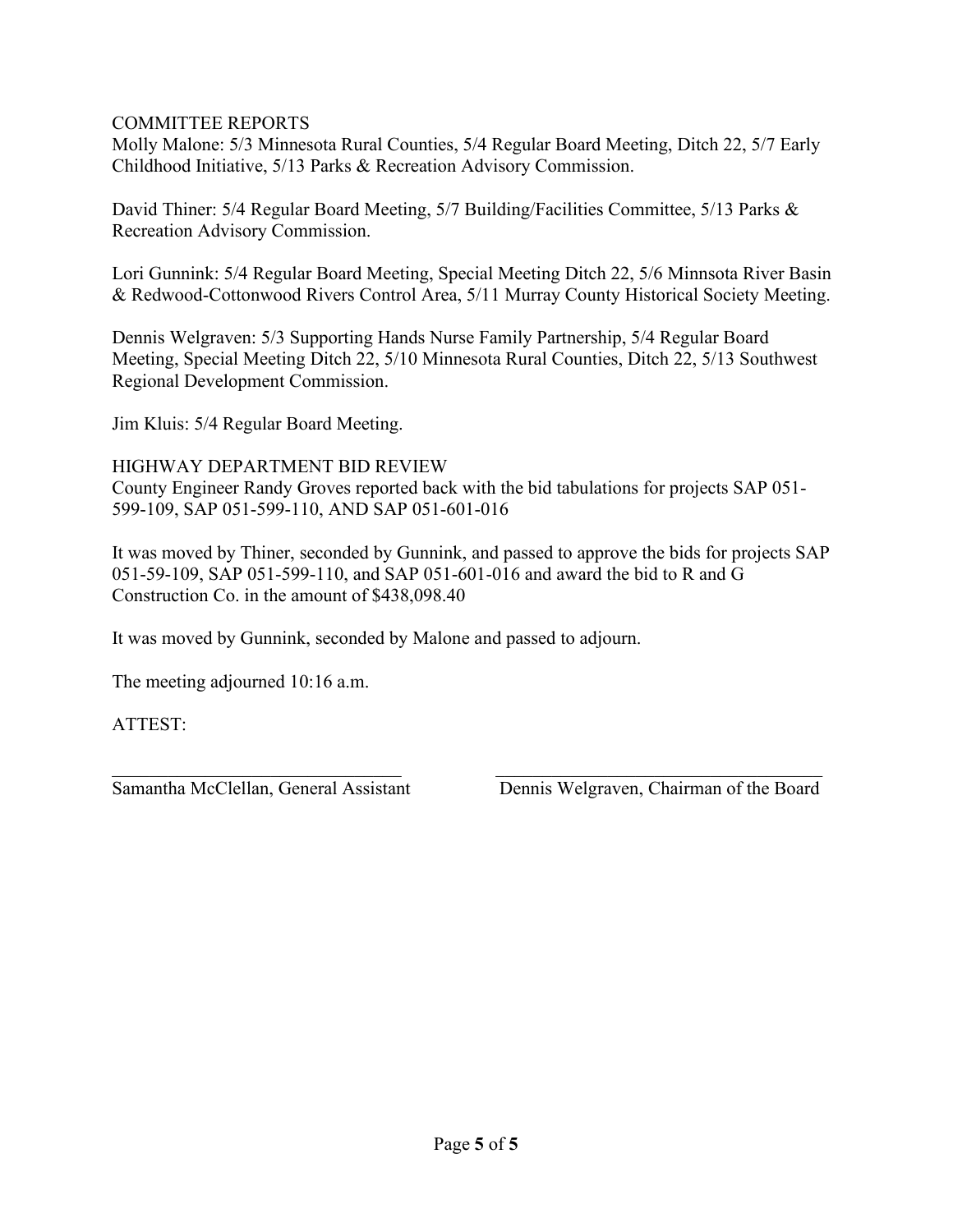COMMITTEE REPORTS

Molly Malone: 5/3 Minnesota Rural Counties, 5/4 Regular Board Meeting, Ditch 22, 5/7 Early Childhood Initiative, 5/13 Parks & Recreation Advisory Commission.

David Thiner: 5/4 Regular Board Meeting, 5/7 Building/Facilities Committee, 5/13 Parks & Recreation Advisory Commission.

Lori Gunnink: 5/4 Regular Board Meeting, Special Meeting Ditch 22, 5/6 Minnsota River Basin & Redwood-Cottonwood Rivers Control Area, 5/11 Murray County Historical Society Meeting.

Dennis Welgraven: 5/3 Supporting Hands Nurse Family Partnership, 5/4 Regular Board Meeting, Special Meeting Ditch 22, 5/10 Minnesota Rural Counties, Ditch 22, 5/13 Southwest Regional Development Commission.

Jim Kluis: 5/4 Regular Board Meeting.

HIGHWAY DEPARTMENT BID REVIEW

County Engineer Randy Groves reported back with the bid tabulations for projects SAP 051-599-109, SAP 051-599-110, AND SAP 051-601-016

It was moved by Thiner, seconded by Gunnink, and passed to approve the bids for projects SAP 051-59-109, SAP 051-599-110, and SAP 051-601-016 and award the bid to R and G Construction Co. in the amount of $438,098.40

It was moved by Gunnink, seconded by Malone and passed to adjourn.

The meeting adjourned 10:16 a.m.

ATTEST:

\_\_\_\_\_\_\_\_\_\_\_\_\_\_\_\_\_\_\_\_\_\_\_\_\_\_\_\_\_\_\_\_\_\_
Samantha McClellan, General Assistant

\_\_\_\_\_\_\_\_\_\_\_\_\_\_\_\_\_\_\_\_\_\_\_\_\_\_\_\_\_\_\_\_\_\_
Dennis Welgraven, Chairman of the Board